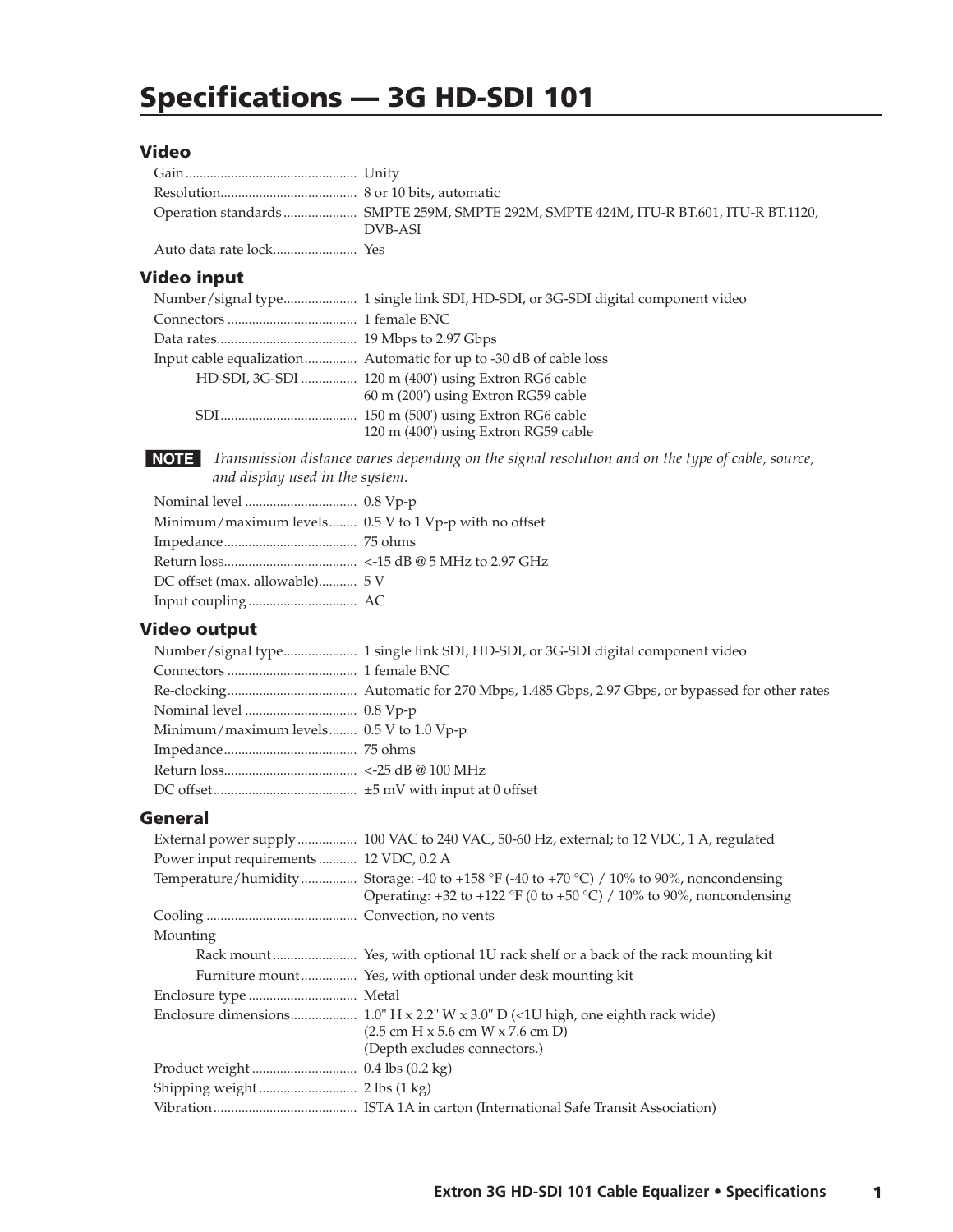# Specifications — 3G HD-SDI 101

## Video

Gain ................................................ Unity
Resolution....................................... 8 or 10 bits, automatic
Operation standards ..................... SMPTE 259M, SMPTE 292M, SMPTE 424M, ITU-R BT.601, ITU-R BT.1120, DVB-ASI
Auto data rate lock........................ Yes

## Video input

Number/signal type..................... 1 single link SDI, HD-SDI, or 3G-SDI digital component video
Connectors ..................................... 1 female BNC
Data rates........................................ 19 Mbps to 2.97 Gbps
Input cable equalization.............. Automatic for up to -30 dB of cable loss
- HD-SDI, 3G-SDI ................ 120 m (400') using Extron RG6 cable
  60 m (200') using Extron RG59 cable
- SDI....................................... 150 m (500') using Extron RG6 cable
  120 m (400') using Extron RG59 cable

**NOTE** *Transmission distance varies depending on the signal resolution and on the type of cable, source, and display used in the system.*

Nominal level ................................ 0.8 Vp-p
Minimum/maximum levels........ 0.5 V to 1 Vp-p with no offset
Impedance...................................... 75 ohms
Return loss...................................... <-15 dB @ 5 MHz to 2.97 GHz
DC offset (max. allowable)........... 5 V
Input coupling ............................... AC

## Video output

Number/signal type..................... 1 single link SDI, HD-SDI, or 3G-SDI digital component video
Connectors ..................................... 1 female BNC
Re-clocking..................................... Automatic for 270 Mbps, 1.485 Gbps, 2.97 Gbps, or bypassed for other rates
Nominal level ................................ 0.8 Vp-p
Minimum/maximum levels........ 0.5 V to 1.0 Vp-p
Impedance...................................... 75 ohms
Return loss...................................... <-25 dB @ 100 MHz
DC offset......................................... ±5 mV with input at 0 offset

## General

External power supply ................. 100 VAC to 240 VAC, 50-60 Hz, external; to 12 VDC, 1 A, regulated
Power input requirements ........... 12 VDC, 0.2 A
Temperature/humidity ................ Storage: -40 to +158 °F (-40 to +70 °C) / 10% to 90%, noncondensing
Operating: +32 to +122 °F (0 to +50 °C) / 10% to 90%, noncondensing
Cooling ........................................... Convection, no vents
Mounting
- Rack mount ........................ Yes, with optional 1U rack shelf or a back of the rack mounting kit
- Furniture mount................ Yes, with optional under desk mounting kit

Enclosure type ............................... Metal
Enclosure dimensions................... 1.0" H x 2.2" W x 3.0" D (<1U high, one eighth rack wide)
(2.5 cm H x 5.6 cm W x 7.6 cm D)
(Depth excludes connectors.)
Product weight .............................. 0.4 lbs (0.2 kg)
Shipping weight ............................ 2 lbs (1 kg)
Vibration......................................... ISTA 1A in carton (International Safe Transit Association)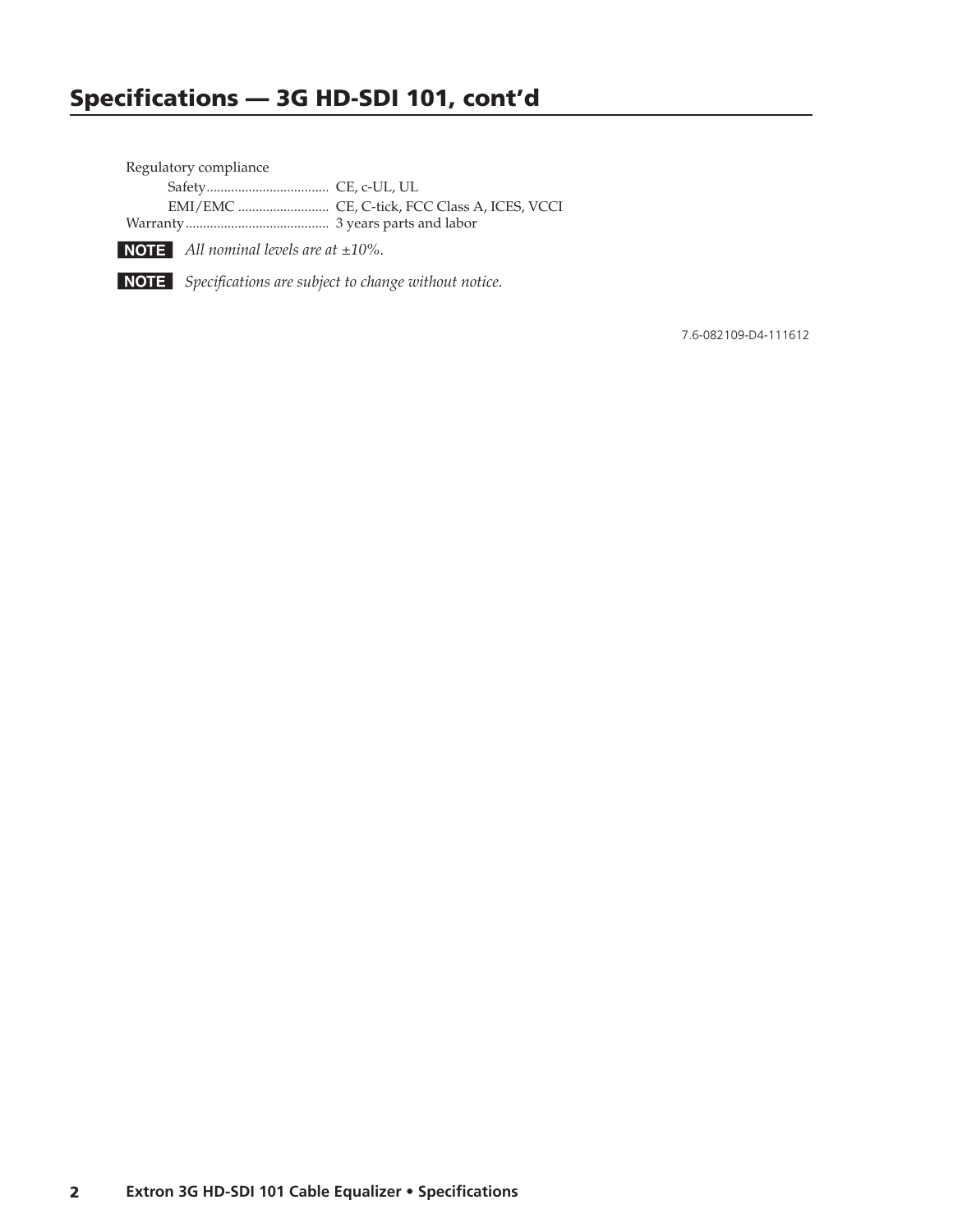## Specifications — 3G HD-SDI 101, cont'd

Regulatory compliance

Safety .................................. CE, c-UL, UL

EMI/EMC .......................... CE, C-tick, FCC Class A, ICES, VCCI

Warranty ......................................... 3 years parts and labor

**NOTE** *All nominal levels are at ±10%.*

**NOTE** *Specifications are subject to change without notice.*

7.6-082109-D4-111612